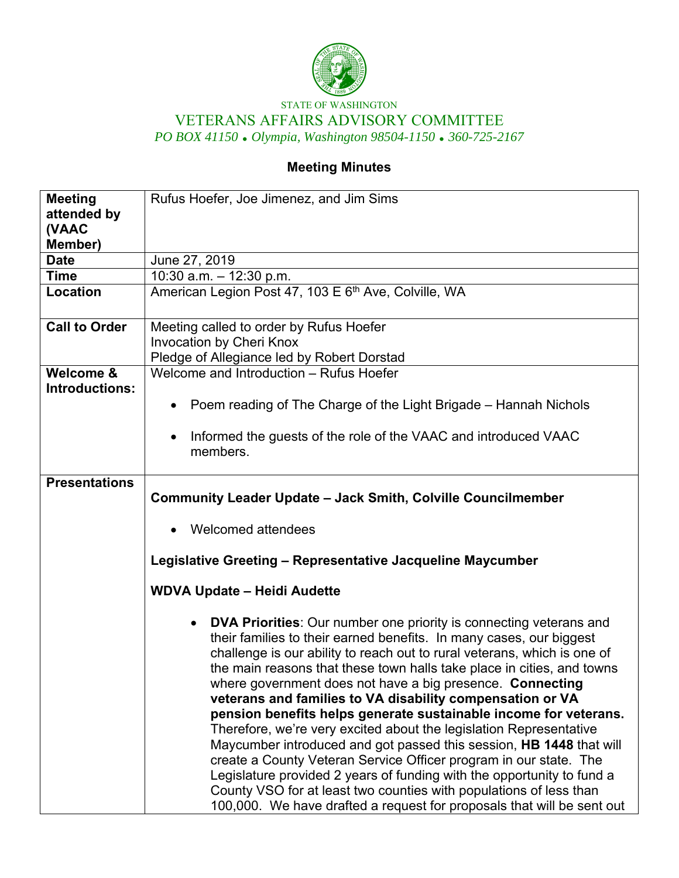STATE OF WASHINGTON

# VETERANS AFFAIRS ADVISORY COMMITTEE

*PO BOX 41150 • Olympia, Washington 98504-1150 • 360-725-2167*

## Meeting Minutes

| | |
|---|---|
| **Meeting attended by (VAAC Member)** | Rufus Hoefer, Joe Jimenez, and Jim Sims |
| **Date** | June 27, 2019 |
| **Time** | 10:30 a.m. – 12:30 p.m. |
| **Location** | American Legion Post 47, 103 E 6th Ave, Colville, WA |
| **Call to Order** | Meeting called to order by Rufus Hoefer<br>Invocation by Cheri Knox<br>Pledge of Allegiance led by Robert Dorstad |
| **Welcome & Introductions:** | Welcome and Introduction – Rufus Hoefer<br>• Poem reading of The Charge of the Light Brigade – Hannah Nichols<br>• Informed the guests of the role of the VAAC and introduced VAAC members. |
| **Presentations** | **Community Leader Update – Jack Smith, Colville Councilmember**<br>• Welcomed attendees<br>**Legislative Greeting – Representative Jacqueline Maycumber**<br>**WDVA Update – Heidi Audette**<br>• **DVA Priorities**: Our number one priority is connecting veterans and their families to their earned benefits. In many cases, our biggest challenge is our ability to reach out to rural veterans, which is one of the main reasons that these town halls take place in cities, and towns where government does not have a big presence. **Connecting veterans and families to VA disability compensation or VA pension benefits helps generate sustainable income for veterans.** Therefore, we're very excited about the legislation Representative Maycumber introduced and got passed this session, **HB 1448** that will create a County Veteran Service Officer program in our state. The Legislature provided 2 years of funding with the opportunity to fund a County VSO for at least two counties with populations of less than 100,000. We have drafted a request for proposals that will be sent out |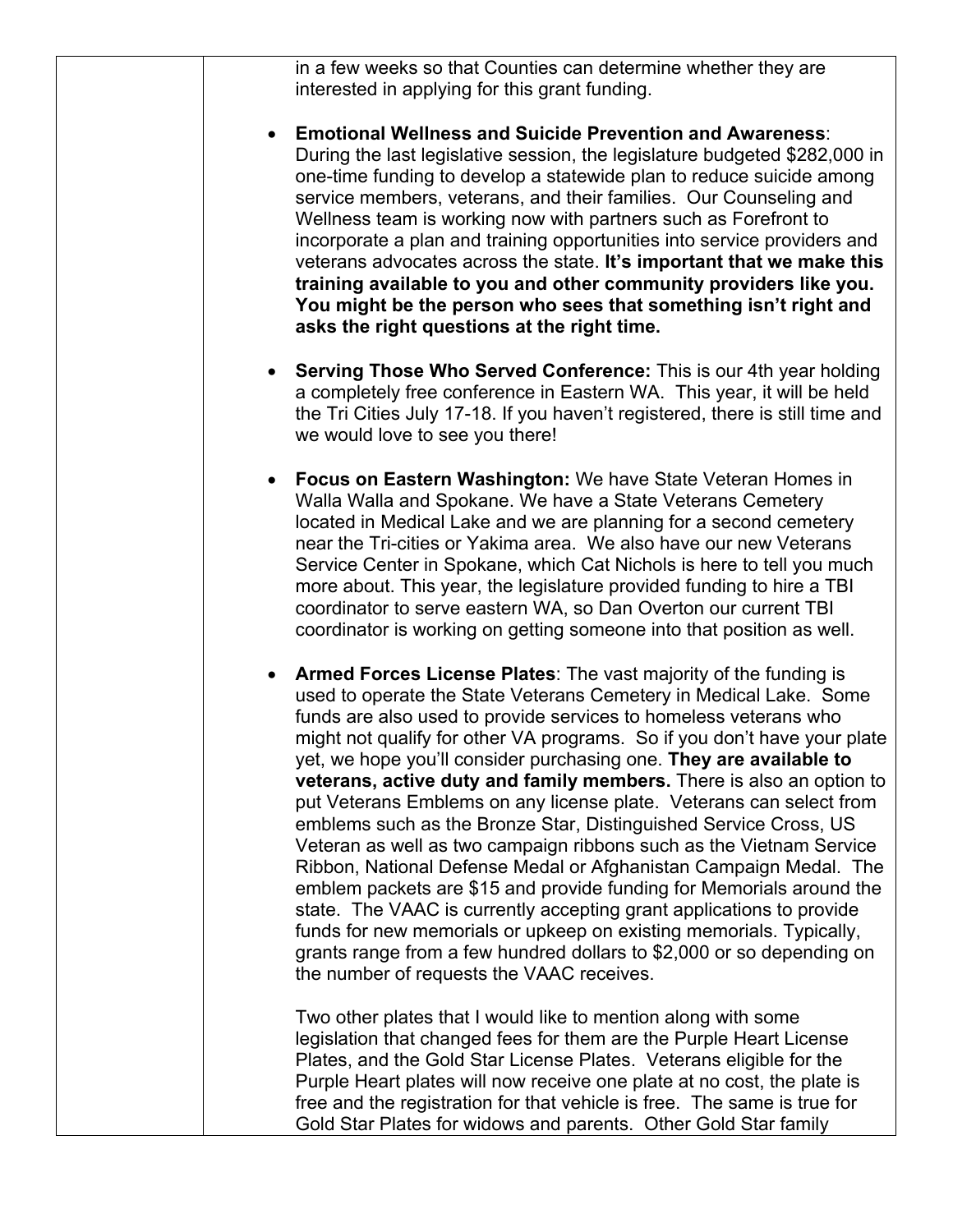in a few weeks so that Counties can determine whether they are interested in applying for this grant funding.

- **Emotional Wellness and Suicide Prevention and Awareness**: During the last legislative session, the legislature budgeted $282,000 in one-time funding to develop a statewide plan to reduce suicide among service members, veterans, and their families. Our Counseling and Wellness team is working now with partners such as Forefront to incorporate a plan and training opportunities into service providers and veterans advocates across the state. **It's important that we make this training available to you and other community providers like you. You might be the person who sees that something isn't right and asks the right questions at the right time.**

- **Serving Those Who Served Conference:** This is our 4th year holding a completely free conference in Eastern WA. This year, it will be held the Tri Cities July 17-18. If you haven't registered, there is still time and we would love to see you there!

- **Focus on Eastern Washington:** We have State Veteran Homes in Walla Walla and Spokane. We have a State Veterans Cemetery located in Medical Lake and we are planning for a second cemetery near the Tri-cities or Yakima area. We also have our new Veterans Service Center in Spokane, which Cat Nichols is here to tell you much more about. This year, the legislature provided funding to hire a TBI coordinator to serve eastern WA, so Dan Overton our current TBI coordinator is working on getting someone into that position as well.

- **Armed Forces License Plates**: The vast majority of the funding is used to operate the State Veterans Cemetery in Medical Lake. Some funds are also used to provide services to homeless veterans who might not qualify for other VA programs. So if you don't have your plate yet, we hope you'll consider purchasing one. **They are available to veterans, active duty and family members.** There is also an option to put Veterans Emblems on any license plate. Veterans can select from emblems such as the Bronze Star, Distinguished Service Cross, US Veteran as well as two campaign ribbons such as the Vietnam Service Ribbon, National Defense Medal or Afghanistan Campaign Medal. The emblem packets are $15 and provide funding for Memorials around the state. The VAAC is currently accepting grant applications to provide funds for new memorials or upkeep on existing memorials. Typically, grants range from a few hundred dollars to $2,000 or so depending on the number of requests the VAAC receives.

  Two other plates that I would like to mention along with some legislation that changed fees for them are the Purple Heart License Plates, and the Gold Star License Plates. Veterans eligible for the Purple Heart plates will now receive one plate at no cost, the plate is free and the registration for that vehicle is free. The same is true for Gold Star Plates for widows and parents. Other Gold Star family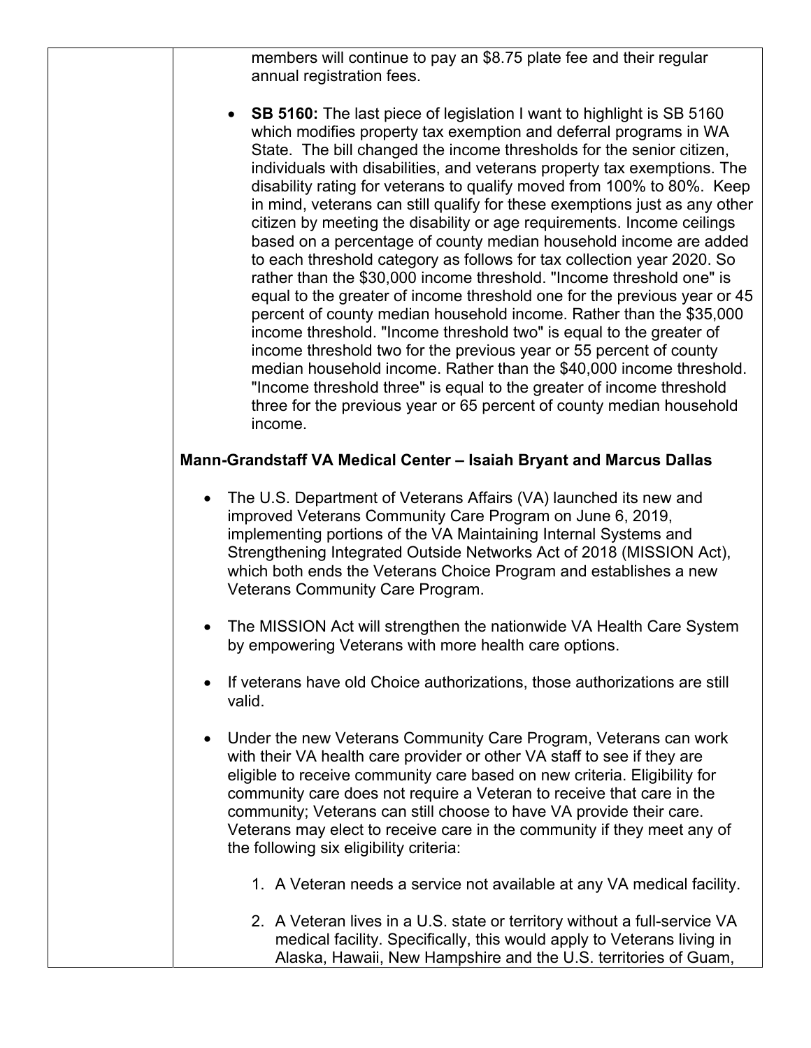members will continue to pay an $8.75 plate fee and their regular annual registration fees.

- **SB 5160:** The last piece of legislation I want to highlight is SB 5160 which modifies property tax exemption and deferral programs in WA State. The bill changed the income thresholds for the senior citizen, individuals with disabilities, and veterans property tax exemptions. The disability rating for veterans to qualify moved from 100% to 80%. Keep in mind, veterans can still qualify for these exemptions just as any other citizen by meeting the disability or age requirements. Income ceilings based on a percentage of county median household income are added to each threshold category as follows for tax collection year 2020. So rather than the $30,000 income threshold. "Income threshold one" is equal to the greater of income threshold one for the previous year or 45 percent of county median household income. Rather than the $35,000 income threshold. "Income threshold two" is equal to the greater of income threshold two for the previous year or 55 percent of county median household income. Rather than the $40,000 income threshold. "Income threshold three" is equal to the greater of income threshold three for the previous year or 65 percent of county median household income.

**Mann-Grandstaff VA Medical Center – Isaiah Bryant and Marcus Dallas**

- The U.S. Department of Veterans Affairs (VA) launched its new and improved Veterans Community Care Program on June 6, 2019, implementing portions of the VA Maintaining Internal Systems and Strengthening Integrated Outside Networks Act of 2018 (MISSION Act), which both ends the Veterans Choice Program and establishes a new Veterans Community Care Program.

- The MISSION Act will strengthen the nationwide VA Health Care System by empowering Veterans with more health care options.

- If veterans have old Choice authorizations, those authorizations are still valid.

- Under the new Veterans Community Care Program, Veterans can work with their VA health care provider or other VA staff to see if they are eligible to receive community care based on new criteria. Eligibility for community care does not require a Veteran to receive that care in the community; Veterans can still choose to have VA provide their care. Veterans may elect to receive care in the community if they meet any of the following six eligibility criteria:

    1. A Veteran needs a service not available at any VA medical facility.

    2. A Veteran lives in a U.S. state or territory without a full-service VA medical facility. Specifically, this would apply to Veterans living in Alaska, Hawaii, New Hampshire and the U.S. territories of Guam,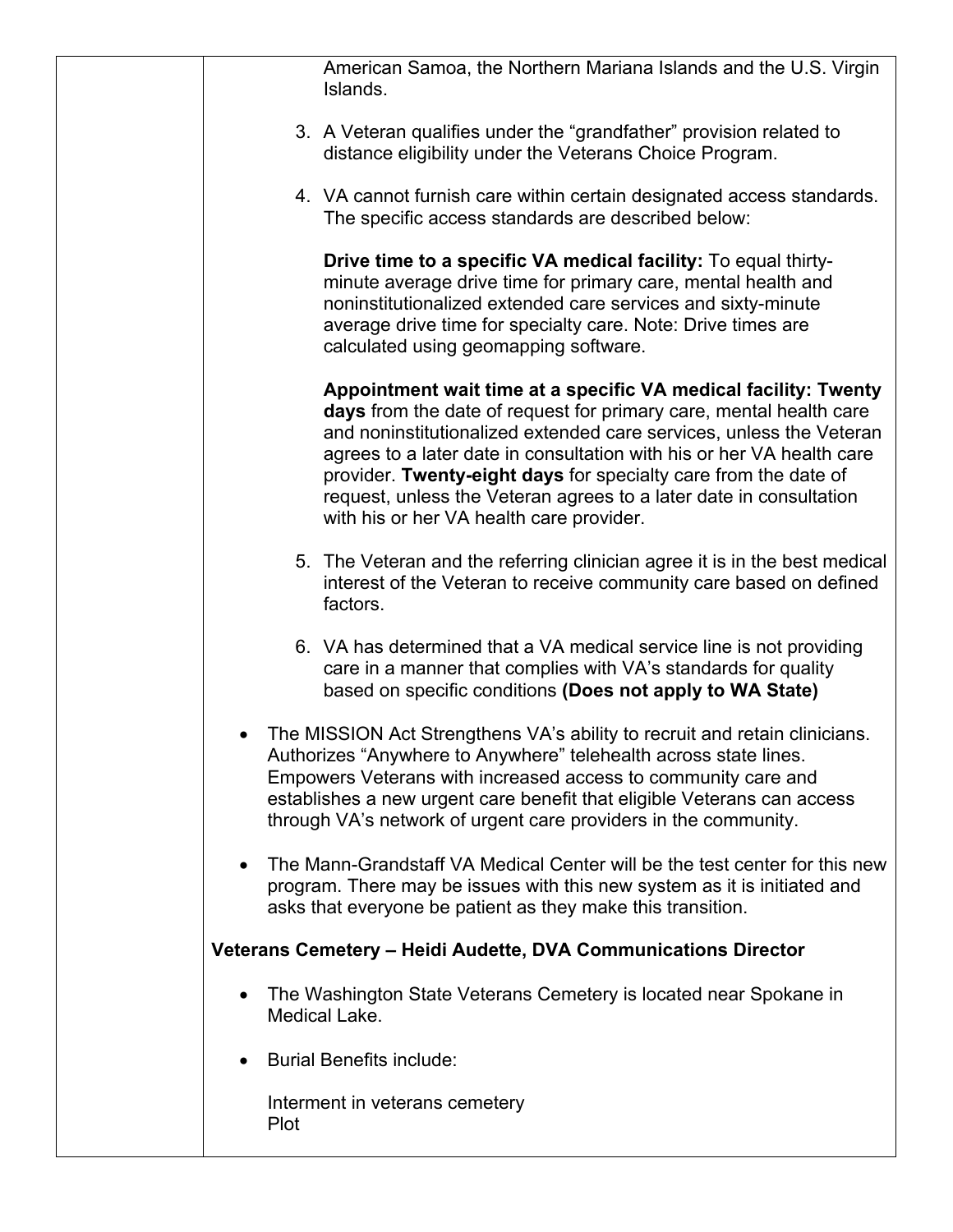American Samoa, the Northern Mariana Islands and the U.S. Virgin Islands.

3. A Veteran qualifies under the “grandfather” provision related to distance eligibility under the Veterans Choice Program.

4. VA cannot furnish care within certain designated access standards. The specific access standards are described below:

   **Drive time to a specific VA medical facility:** To equal thirty-minute average drive time for primary care, mental health and noninstitutionalized extended care services and sixty-minute average drive time for specialty care. Note: Drive times are calculated using geomapping software.

   **Appointment wait time at a specific VA medical facility: Twenty days** from the date of request for primary care, mental health care and noninstitutionalized extended care services, unless the Veteran agrees to a later date in consultation with his or her VA health care provider. **Twenty-eight days** for specialty care from the date of request, unless the Veteran agrees to a later date in consultation with his or her VA health care provider.

5. The Veteran and the referring clinician agree it is in the best medical interest of the Veteran to receive community care based on defined factors.

6. VA has determined that a VA medical service line is not providing care in a manner that complies with VA’s standards for quality based on specific conditions **(Does not apply to WA State)**

- The MISSION Act Strengthens VA’s ability to recruit and retain clinicians. Authorizes “Anywhere to Anywhere” telehealth across state lines. Empowers Veterans with increased access to community care and establishes a new urgent care benefit that eligible Veterans can access through VA’s network of urgent care providers in the community.

- The Mann-Grandstaff VA Medical Center will be the test center for this new program. There may be issues with this new system as it is initiated and asks that everyone be patient as they make this transition.

**Veterans Cemetery – Heidi Audette, DVA Communications Director**

- The Washington State Veterans Cemetery is located near Spokane in Medical Lake.

- Burial Benefits include:

  Interment in veterans cemetery
  Plot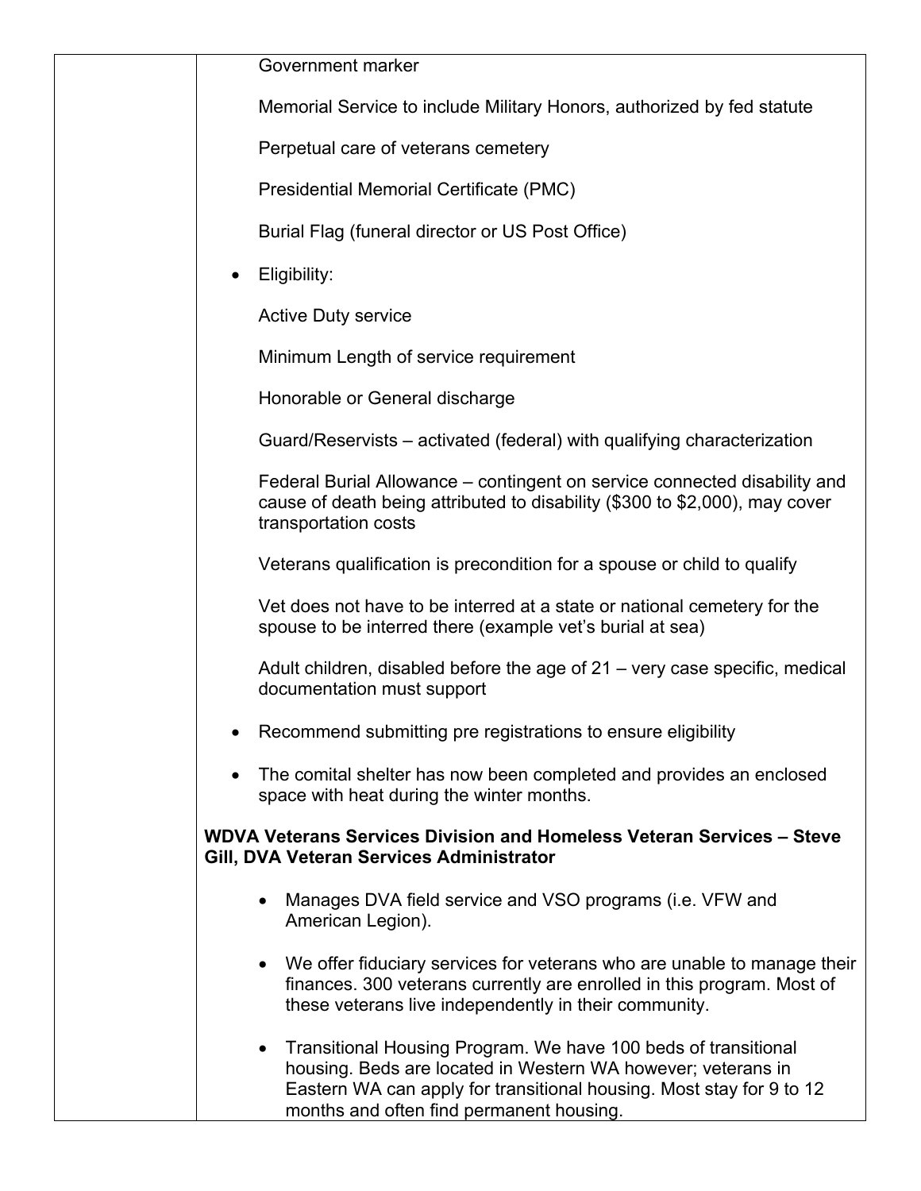| | Government marker<br><br>Memorial Service to include Military Honors, authorized by fed statute<br><br>Perpetual care of veterans cemetery<br><br>Presidential Memorial Certificate (PMC)<br><br>Burial Flag (funeral director or US Post Office)<br><br>• Eligibility:<br><br>Active Duty service<br><br>Minimum Length of service requirement<br><br>Honorable or General discharge<br><br>Guard/Reservists – activated (federal) with qualifying characterization<br><br>Federal Burial Allowance – contingent on service connected disability and cause of death being attributed to disability ($300 to $2,000), may cover transportation costs<br><br>Veterans qualification is precondition for a spouse or child to qualify<br><br>Vet does not have to be interred at a state or national cemetery for the spouse to be interred there (example vet's burial at sea)<br><br>Adult children, disabled before the age of 21 – very case specific, medical documentation must support<br><br>• Recommend submitting pre registrations to ensure eligibility<br><br>• The comital shelter has now been completed and provides an enclosed space with heat during the winter months.<br><br>**WDVA Veterans Services Division and Homeless Veteran Services – Steve Gill, DVA Veteran Services Administrator**<br><br>• Manages DVA field service and VSO programs (i.e. VFW and American Legion).<br><br>• We offer fiduciary services for veterans who are unable to manage their finances. 300 veterans currently are enrolled in this program. Most of these veterans live independently in their community.<br><br>• Transitional Housing Program. We have 100 beds of transitional housing. Beds are located in Western WA however; veterans in Eastern WA can apply for transitional housing. Most stay for 9 to 12 months and often find permanent housing. |
|---|---|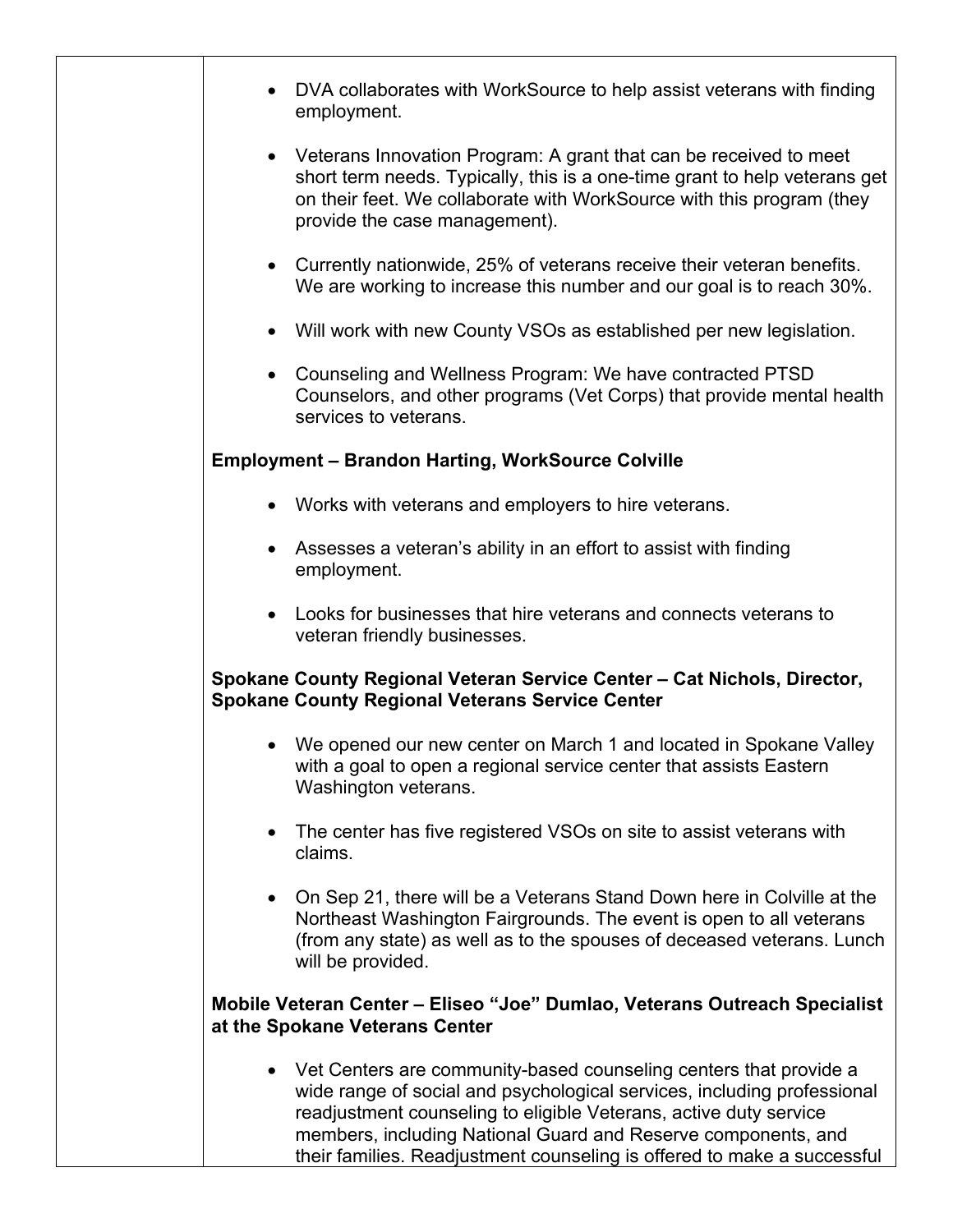| | |
|---|---|
| | • DVA collaborates with WorkSource to help assist veterans with finding employment.<br><br>• Veterans Innovation Program: A grant that can be received to meet short term needs. Typically, this is a one-time grant to help veterans get on their feet. We collaborate with WorkSource with this program (they provide the case management).<br><br>• Currently nationwide, 25% of veterans receive their veteran benefits. We are working to increase this number and our goal is to reach 30%.<br><br>• Will work with new County VSOs as established per new legislation.<br><br>• Counseling and Wellness Program: We have contracted PTSD Counselors, and other programs (Vet Corps) that provide mental health services to veterans.<br><br>**Employment – Brandon Harting, WorkSource Colville**<br><br>• Works with veterans and employers to hire veterans.<br><br>• Assesses a veteran's ability in an effort to assist with finding employment.<br><br>• Looks for businesses that hire veterans and connects veterans to veteran friendly businesses.<br><br>**Spokane County Regional Veteran Service Center – Cat Nichols, Director, Spokane County Regional Veterans Service Center**<br><br>• We opened our new center on March 1 and located in Spokane Valley with a goal to open a regional service center that assists Eastern Washington veterans.<br><br>• The center has five registered VSOs on site to assist veterans with claims.<br><br>• On Sep 21, there will be a Veterans Stand Down here in Colville at the Northeast Washington Fairgrounds. The event is open to all veterans (from any state) as well as to the spouses of deceased veterans. Lunch will be provided.<br><br>**Mobile Veteran Center – Eliseo "Joe" Dumlao, Veterans Outreach Specialist at the Spokane Veterans Center**<br><br>• Vet Centers are community-based counseling centers that provide a wide range of social and psychological services, including professional readjustment counseling to eligible Veterans, active duty service members, including National Guard and Reserve components, and their families. Readjustment counseling is offered to make a successful |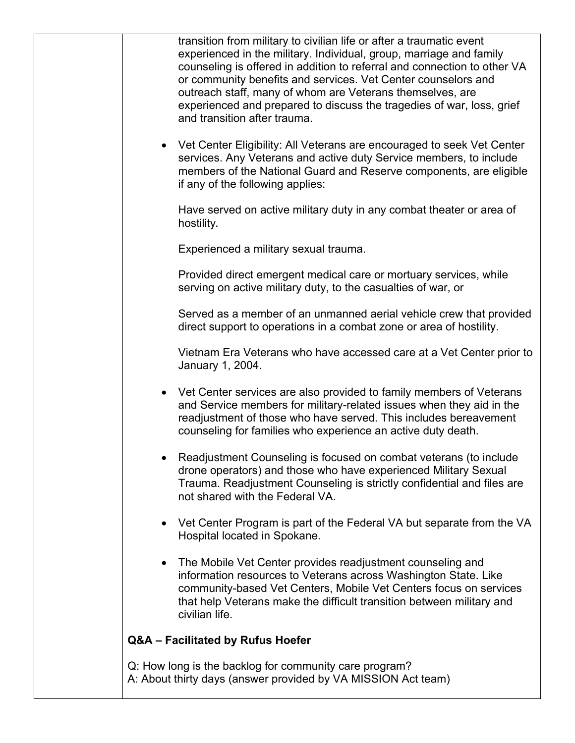transition from military to civilian life or after a traumatic event experienced in the military. Individual, group, marriage and family counseling is offered in addition to referral and connection to other VA or community benefits and services. Vet Center counselors and outreach staff, many of whom are Veterans themselves, are experienced and prepared to discuss the tragedies of war, loss, grief and transition after trauma.

- Vet Center Eligibility: All Veterans are encouraged to seek Vet Center services. Any Veterans and active duty Service members, to include members of the National Guard and Reserve components, are eligible if any of the following applies:

  Have served on active military duty in any combat theater or area of hostility.

  Experienced a military sexual trauma.

  Provided direct emergent medical care or mortuary services, while serving on active military duty, to the casualties of war, or

  Served as a member of an unmanned aerial vehicle crew that provided direct support to operations in a combat zone or area of hostility.

  Vietnam Era Veterans who have accessed care at a Vet Center prior to January 1, 2004.

- Vet Center services are also provided to family members of Veterans and Service members for military-related issues when they aid in the readjustment of those who have served. This includes bereavement counseling for families who experience an active duty death.

- Readjustment Counseling is focused on combat veterans (to include drone operators) and those who have experienced Military Sexual Trauma. Readjustment Counseling is strictly confidential and files are not shared with the Federal VA.

- Vet Center Program is part of the Federal VA but separate from the VA Hospital located in Spokane.

- The Mobile Vet Center provides readjustment counseling and information resources to Veterans across Washington State. Like community-based Vet Centers, Mobile Vet Centers focus on services that help Veterans make the difficult transition between military and civilian life.

**Q&A – Facilitated by Rufus Hoefer**

Q: How long is the backlog for community care program?
A: About thirty days (answer provided by VA MISSION Act team)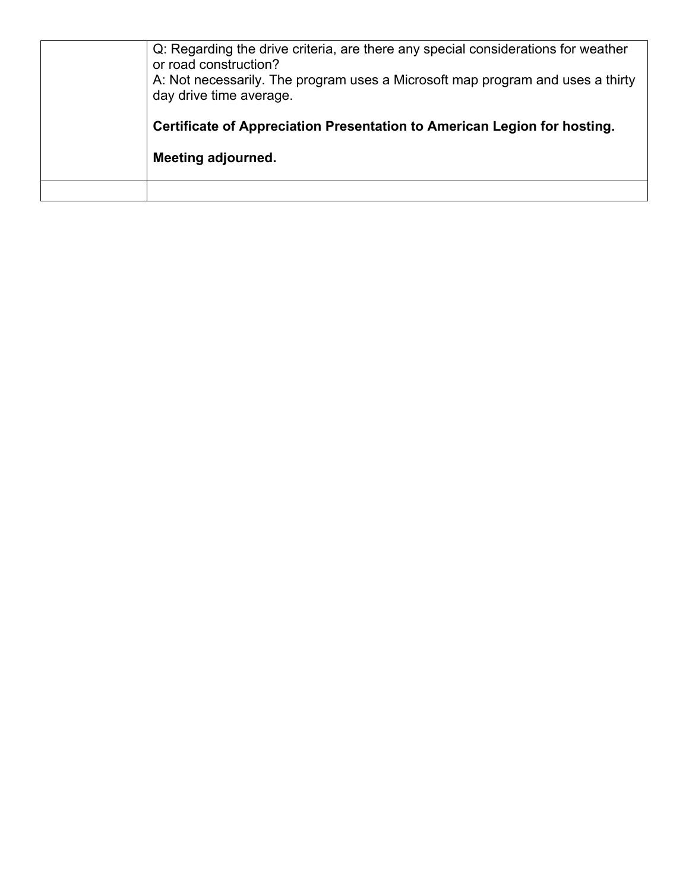| | |
|---|---|
| | Q: Regarding the drive criteria, are there any special considerations for weather or road construction?<br>A: Not necessarily. The program uses a Microsoft map program and uses a thirty day drive time average.<br><br>**Certificate of Appreciation Presentation to American Legion for hosting.**<br><br>**Meeting adjourned.** |
| | |